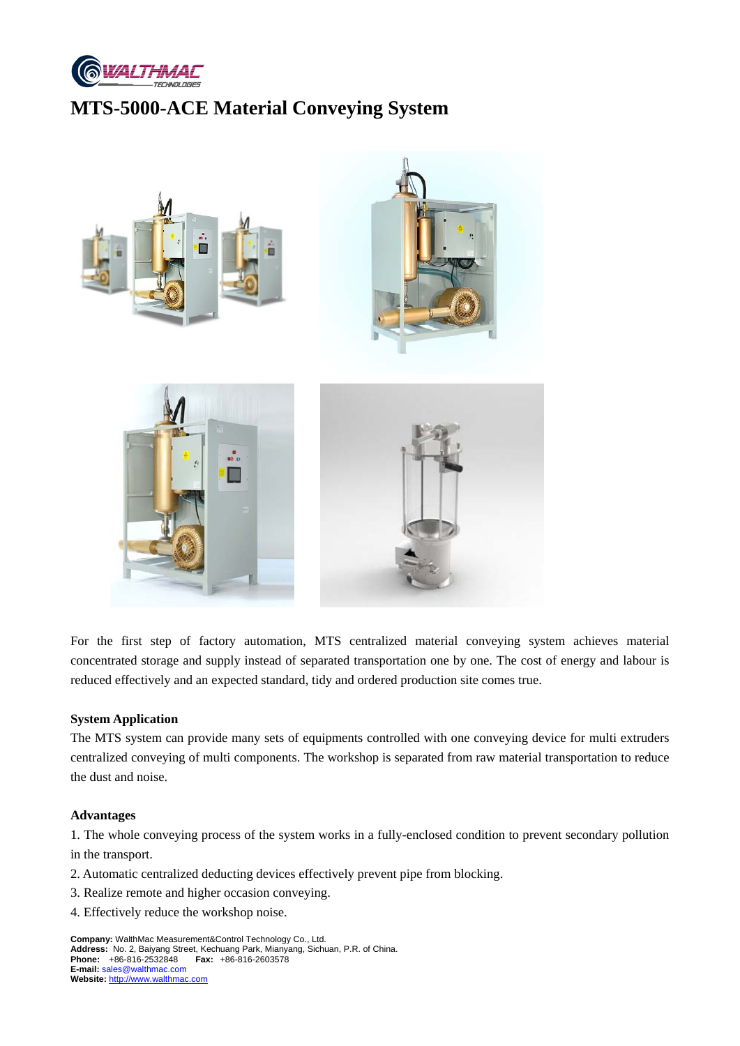# MTS-5000-ACE Material Conveying System

For the first step of factory automation, MTS centralized material conveying system achieves material concentrated storage and supply instead of separated transportation one by one. The cost of energy and labour is reduced effectively and an expected standard, tidy and ordered production site comes true.

**System Application**

The MTS system can provide many sets of equipments controlled with one conveying device for multi extruders centralized conveying of multi components. The workshop is separated from raw material transportation to reduce the dust and noise.

**Advantages**

1. The whole conveying process of the system works in a fully-enclosed condition to prevent secondary pollution in the transport.
2. Automatic centralized deducting devices effectively prevent pipe from blocking.
3. Realize remote and higher occasion conveying.
4. Effectively reduce the workshop noise.

**Company:** WalthMac Measurement&Control Technology Co., Ltd.
**Address:** No. 2, Baiyang Street, Kechuang Park, Mianyang, Sichuan, P.R. of China.
**Phone:** +86-816-2532848 **Fax:** +86-816-2603578
**E-mail:** sales@walthmac.com
**Website:** http://www.walthmac.com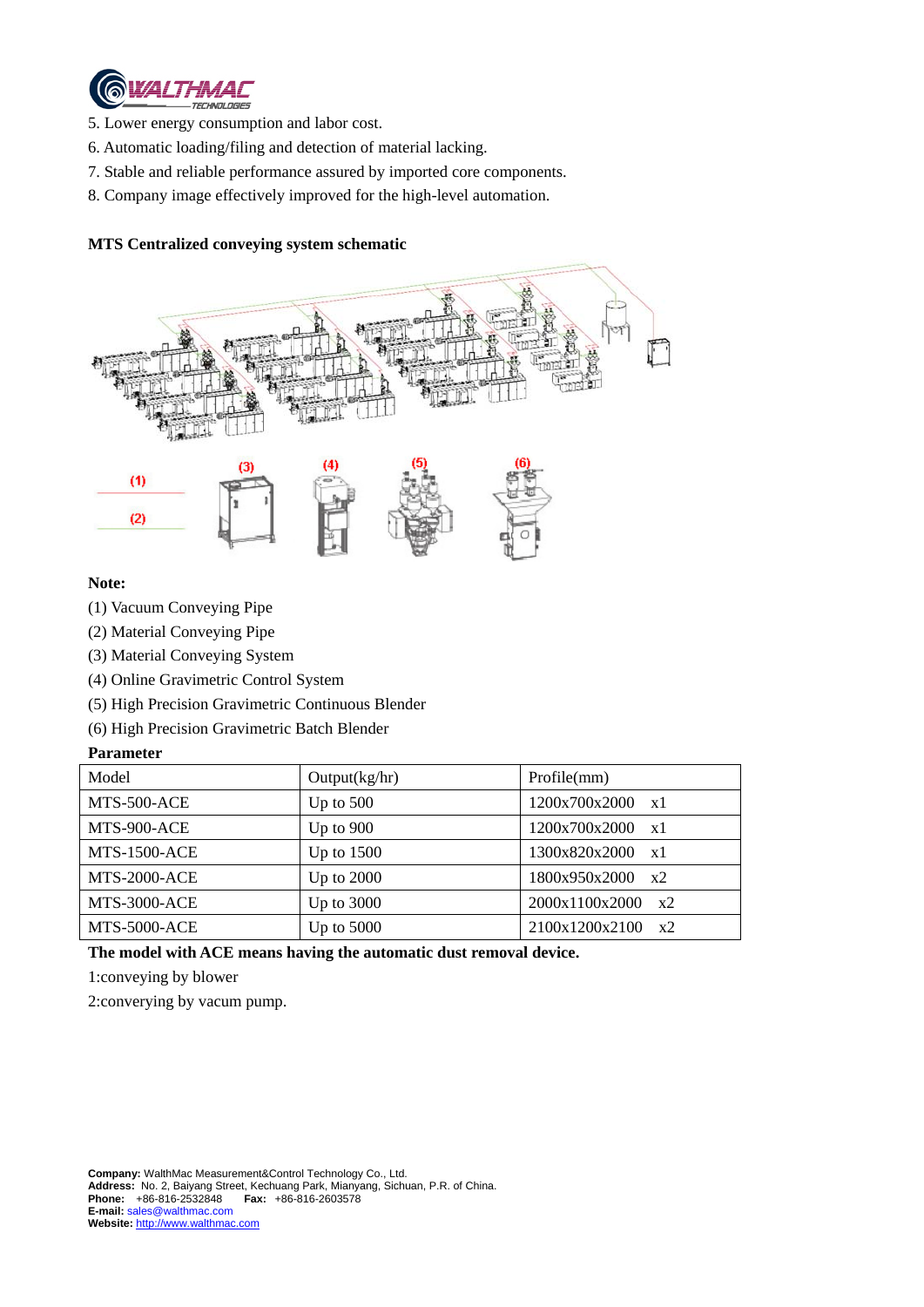5. Lower energy consumption and labor cost.
6. Automatic loading/filing and detection of material lacking.
7. Stable and reliable performance assured by imported core components.
8. Company image effectively improved for the high-level automation.

**MTS Centralized conveying system schematic**

(1)
(2)
(3)
(4)
(5)
(6)

**Note:**

(1) Vacuum Conveying Pipe
(2) Material Conveying Pipe
(3) Material Conveying System
(4) Online Gravimetric Control System
(5) High Precision Gravimetric Continuous Blender
(6) High Precision Gravimetric Batch Blender

**Parameter**

| Model | Output(kg/hr) | Profile(mm) |
|---|---|---|
| MTS-500-ACE | Up to 500 | 1200x700x2000 x1 |
| MTS-900-ACE | Up to 900 | 1200x700x2000 x1 |
| MTS-1500-ACE | Up to 1500 | 1300x820x2000 x1 |
| MTS-2000-ACE | Up to 2000 | 1800x950x2000 x2 |
| MTS-3000-ACE | Up to 3000 | 2000x1100x2000 x2 |
| MTS-5000-ACE | Up to 5000 | 2100x1200x2100 x2 |

**The model with ACE means having the automatic dust removal device.**

1:conveying by blower

2:converying by vacum pump.

**Company:** WalthMac Measurement&Control Technology Co., Ltd.
**Address:** No. 2, Baiyang Street, Kechuang Park, Mianyang, Sichuan, P.R. of China.
**Phone:** +86-816-2532848 **Fax:** +86-816-2603578
**E-mail:** sales@walthmac.com
**Website:** http://www.walthmac.com